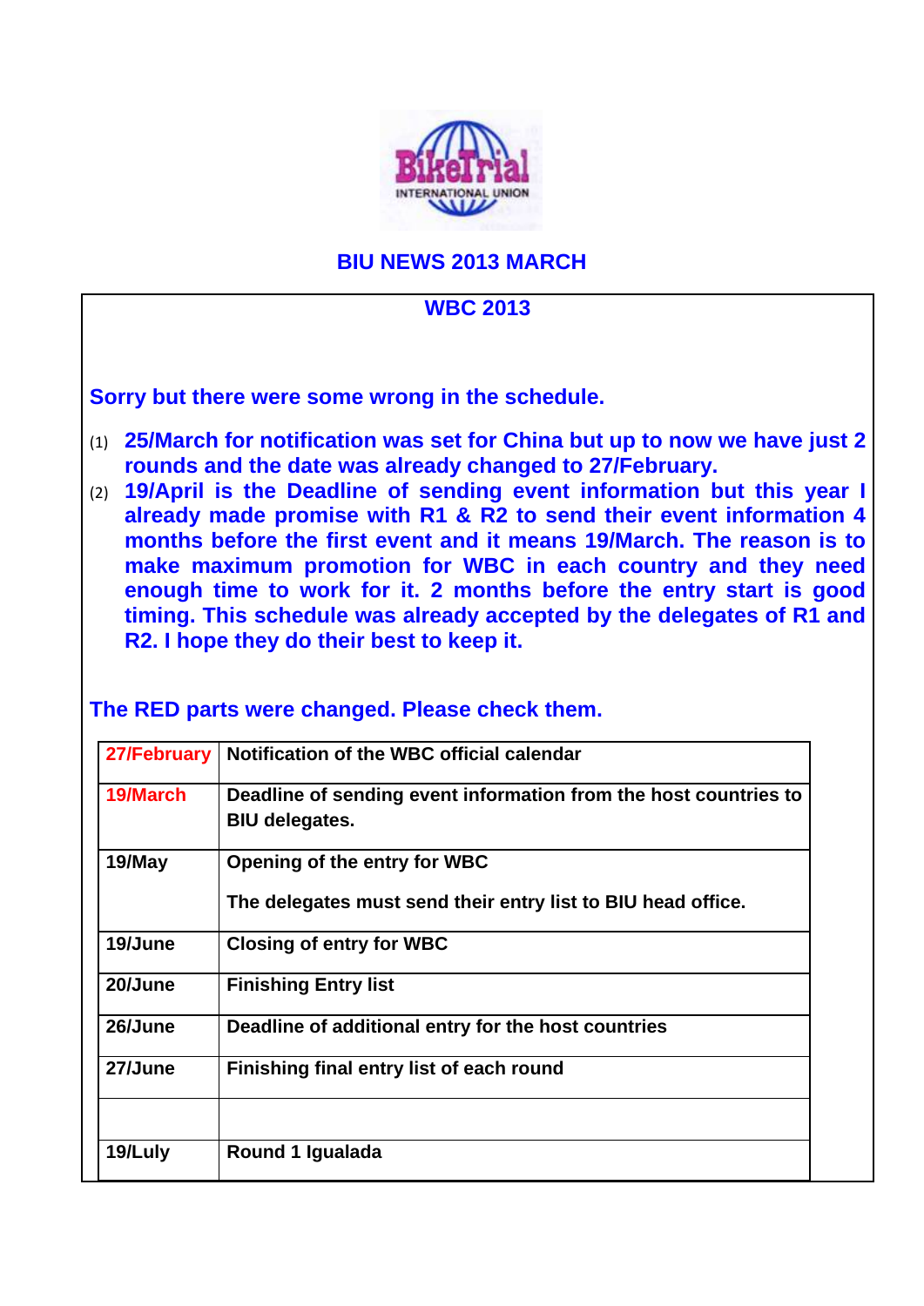# BIU NEWS 2013 MARCH

## WBC 2013

**Sorry but there were some wrong in the schedule.**

1. **25/March for notification was set for China but up to now we have just 2 rounds and the date was already changed to 27/February.**
2. **19/April is the Deadline of sending event information but this year I already made promise with R1 & R2 to send their event information 4 months before the first event and it means 19/March. The reason is to make maximum promotion for WBC in each country and they need enough time to work for it. 2 months before the entry start is good timing. This schedule was already accepted by the delegates of R1 and R2. I hope they do their best to keep it.**

**The RED parts were changed. Please check them.**

| | |
|---|---|
| **27/February** | **Notification of the WBC official calendar** |
| **19/March** | **Deadline of sending event information from the host countries to BIU delegates.** |
| **19/May** | **Opening of the entry for WBC**<br><br>**The delegates must send their entry list to BIU head office.** |
| **19/June** | **Closing of entry for WBC** |
| **20/June** | **Finishing Entry list** |
| **26/June** | **Deadline of additional entry for the host countries** |
| **27/June** | **Finishing final entry list of each round** |
| | |
| **19/Luly** | **Round 1 Igualada** |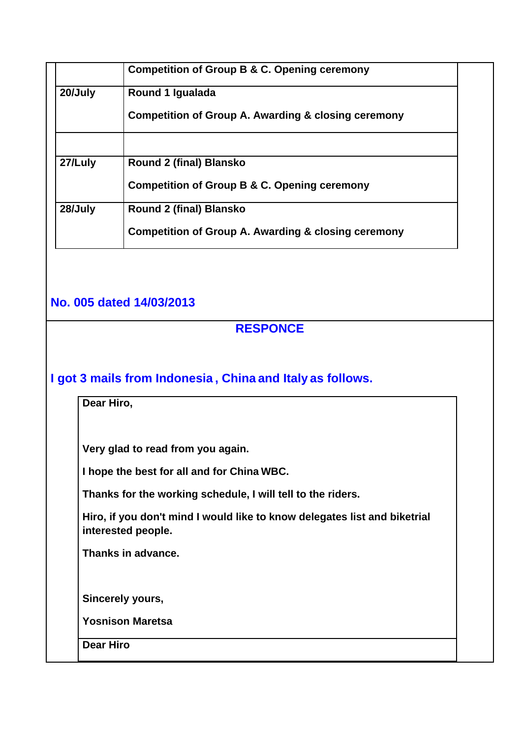| | |
|---|---|
| | Competition of Group B & C. Opening ceremony |
| 20/July | Round 1 Igualada<br><br>Competition of Group A. Awarding & closing ceremony |
| | |
| 27/Luly | Round 2 (final) Blansko<br><br>Competition of Group B & C. Opening ceremony |
| 28/July | Round 2 (final) Blansko<br><br>Competition of Group A. Awarding & closing ceremony |

## No. 005 dated 14/03/2013

## RESPONCE

### I got 3 mails from Indonesia , China and Italy as follows.

**Dear Hiro,**

**Very glad to read from you again.**

**I hope the best for all and for China WBC.**

**Thanks for the working schedule, I will tell to the riders.**

**Hiro, if you don't mind I would like to know delegates list and biketrial interested people.**

**Thanks in advance.**

**Sincerely yours,**

**Yosnison Maretsa**

---

**Dear Hiro**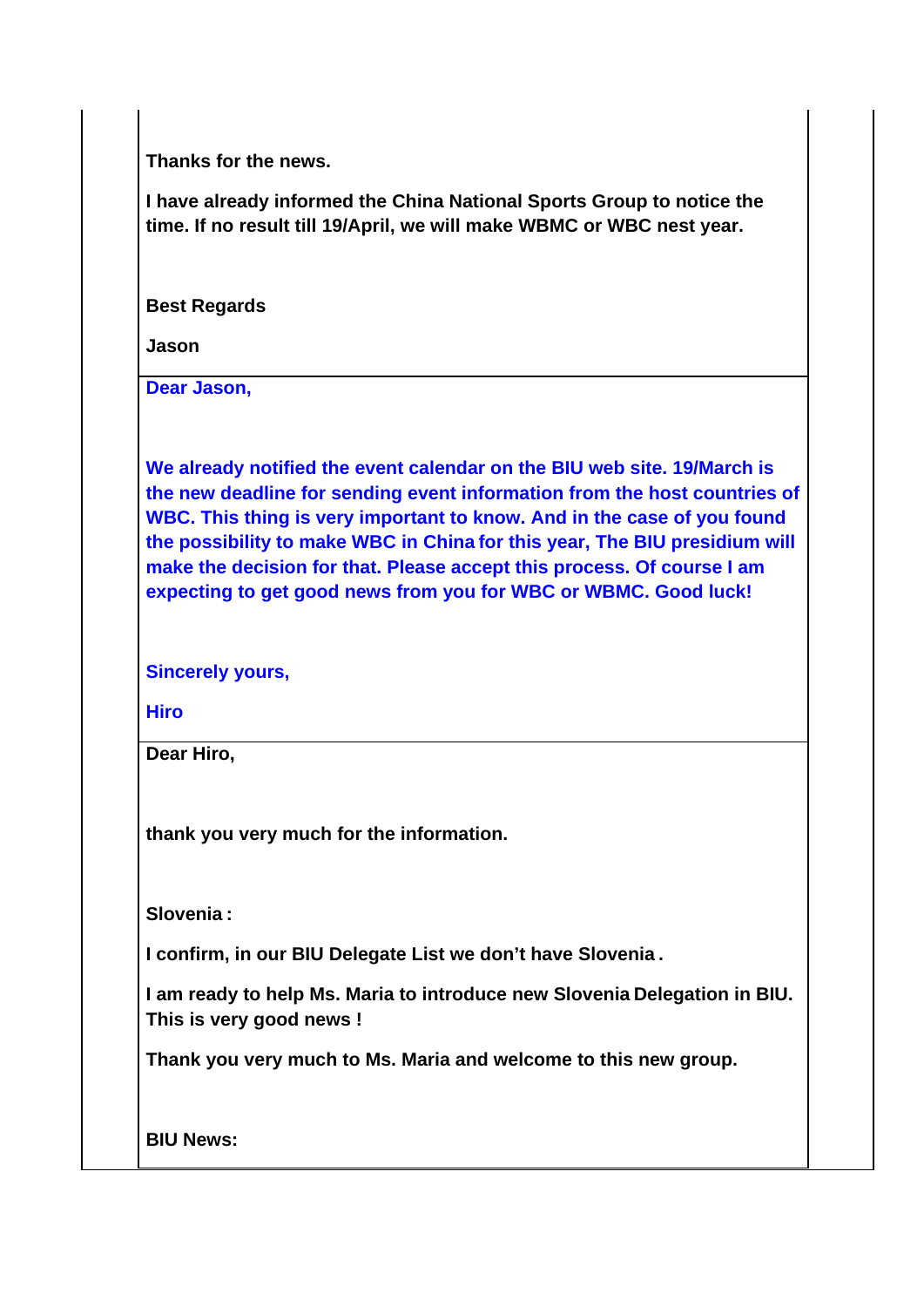**Thanks for the news.**

**I have already informed the China National Sports Group to notice the time. If no result till 19/April, we will make WBMC or WBC nest year.**

**Best Regards**

**Jason**

---

**Dear Jason,**

**We already notified the event calendar on the BIU web site. 19/March is the new deadline for sending event information from the host countries of WBC. This thing is very important to know. And in the case of you found the possibility to make WBC in China for this year, The BIU presidium will make the decision for that. Please accept this process. Of course I am expecting to get good news from you for WBC or WBMC. Good luck!**

**Sincerely yours,**

**Hiro**

---

**Dear Hiro,**

**thank you very much for the information.**

**Slovenia :**

**I confirm, in our BIU Delegate List we don't have Slovenia .**

**I am ready to help Ms. Maria to introduce new Slovenia Delegation in BIU. This is very good news !**

**Thank you very much to Ms. Maria and welcome to this new group.**

**BIU News:**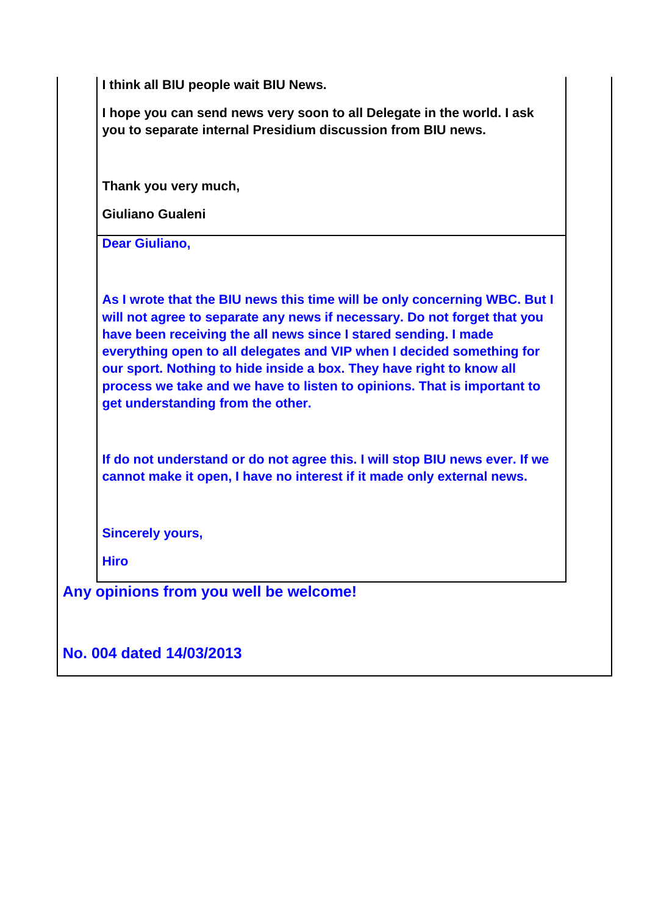**I think all BIU people wait BIU News.**

**I hope you can send news very soon to all Delegate in the world. I ask you to separate internal Presidium discussion from BIU news.**

**Thank you very much,**

**Giuliano Gualeni**

**Dear Giuliano,**

**As I wrote that the BIU news this time will be only concerning WBC. But I will not agree to separate any news if necessary. Do not forget that you have been receiving the all news since I stared sending. I made everything open to all delegates and VIP when I decided something for our sport. Nothing to hide inside a box. They have right to know all process we take and we have to listen to opinions. That is important to get understanding from the other.**

**If do not understand or do not agree this. I will stop BIU news ever. If we cannot make it open, I have no interest if it made only external news.**

**Sincerely yours,**

**Hiro**

**Any opinions from you well be welcome!**

**No. 004 dated 14/03/2013**